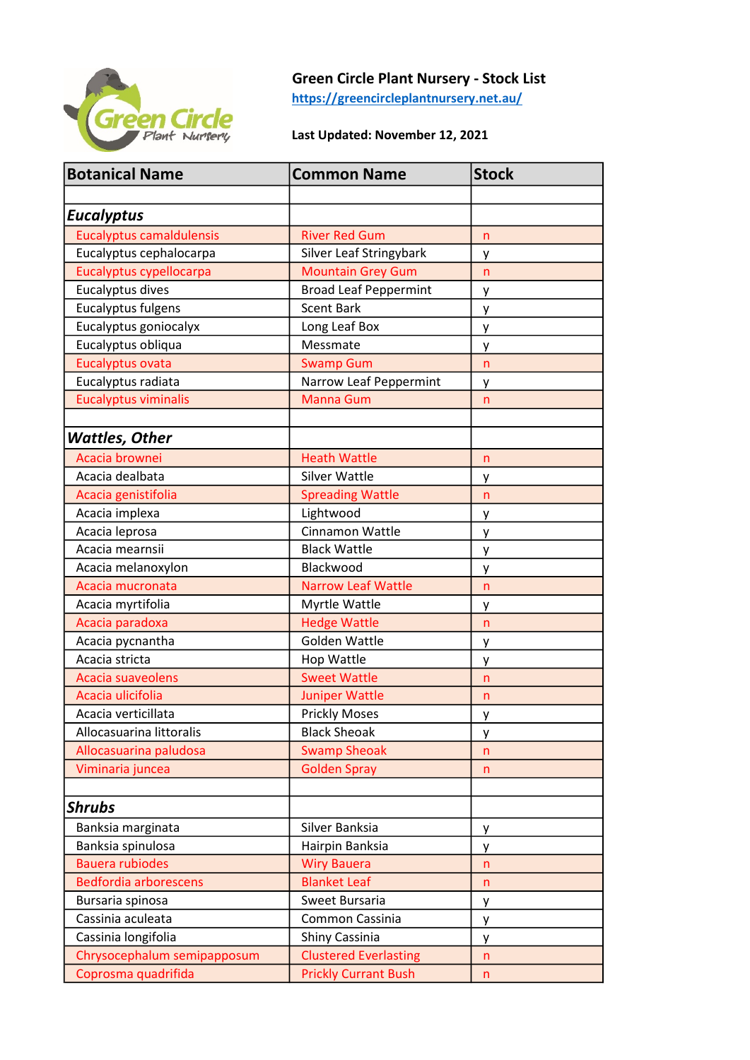# Green Circle Plant Nursery - Stock List

https://greencircleplantnursery.net.au/

**Last Updated: November 12, 2021**

| Botanical Name | Common Name | Stock |
|---|---|---|
| | | |
| ***Eucalyptus*** | | |
| Eucalyptus camaldulensis | River Red Gum | n |
| Eucalyptus cephalocarpa | Silver Leaf Stringybark | y |
| Eucalyptus cypellocarpa | Mountain Grey Gum | n |
| Eucalyptus dives | Broad Leaf Peppermint | y |
| Eucalyptus fulgens | Scent Bark | y |
| Eucalyptus goniocalyx | Long Leaf Box | y |
| Eucalyptus obliqua | Messmate | y |
| Eucalyptus ovata | Swamp Gum | n |
| Eucalyptus radiata | Narrow Leaf Peppermint | y |
| Eucalyptus viminalis | Manna Gum | n |
| | | |
| ***Wattles, Other*** | | |
| Acacia brownei | Heath Wattle | n |
| Acacia dealbata | Silver Wattle | y |
| Acacia genistifolia | Spreading Wattle | n |
| Acacia implexa | Lightwood | y |
| Acacia leprosa | Cinnamon Wattle | y |
| Acacia mearnsii | Black Wattle | y |
| Acacia melanoxylon | Blackwood | y |
| Acacia mucronata | Narrow Leaf Wattle | n |
| Acacia myrtifolia | Myrtle Wattle | y |
| Acacia paradoxa | Hedge Wattle | n |
| Acacia pycnantha | Golden Wattle | y |
| Acacia stricta | Hop Wattle | y |
| Acacia suaveolens | Sweet Wattle | n |
| Acacia ulicifolia | Juniper Wattle | n |
| Acacia verticillata | Prickly Moses | y |
| Allocasuarina littoralis | Black Sheoak | y |
| Allocasuarina paludosa | Swamp Sheoak | n |
| Viminaria juncea | Golden Spray | n |
| | | |
| ***Shrubs*** | | |
| Banksia marginata | Silver Banksia | y |
| Banksia spinulosa | Hairpin Banksia | y |
| Bauera rubiodes | Wiry Bauera | n |
| Bedfordia arborescens | Blanket Leaf | n |
| Bursaria spinosa | Sweet Bursaria | y |
| Cassinia aculeata | Common Cassinia | y |
| Cassinia longifolia | Shiny Cassinia | y |
| Chrysocephalum semipapposum | Clustered Everlasting | n |
| Coprosma quadrifida | Prickly Currant Bush | n |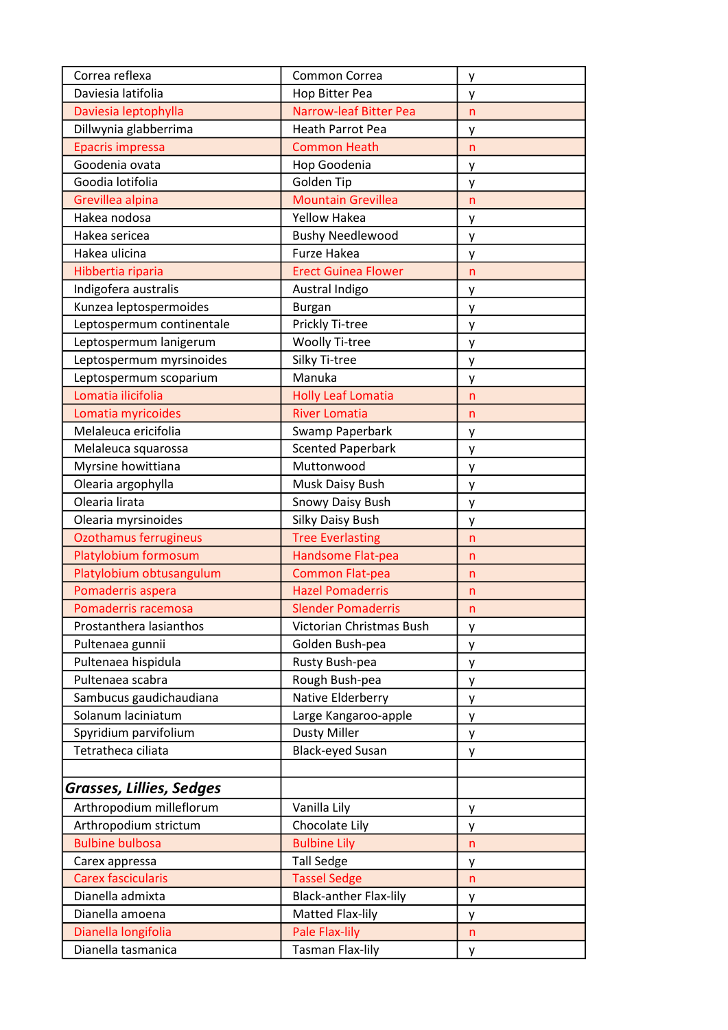| Correa reflexa | Common Correa | y |
|---|---|---|
| Daviesia latifolia | Hop Bitter Pea | y |
| Daviesia leptophylla | Narrow-leaf Bitter Pea | n |
| Dillwynia glabberrima | Heath Parrot Pea | y |
| Epacris impressa | Common Heath | n |
| Goodenia ovata | Hop Goodenia | y |
| Goodia lotifolia | Golden Tip | y |
| Grevillea alpina | Mountain Grevillea | n |
| Hakea nodosa | Yellow Hakea | y |
| Hakea sericea | Bushy Needlewood | y |
| Hakea ulicina | Furze Hakea | y |
| Hibbertia riparia | Erect Guinea Flower | n |
| Indigofera australis | Austral Indigo | y |
| Kunzea leptospermoides | Burgan | y |
| Leptospermum continentale | Prickly Ti-tree | y |
| Leptospermum lanigerum | Woolly Ti-tree | y |
| Leptospermum myrsinoides | Silky Ti-tree | y |
| Leptospermum scoparium | Manuka | y |
| Lomatia ilicifolia | Holly Leaf Lomatia | n |
| Lomatia myricoides | River Lomatia | n |
| Melaleuca ericifolia | Swamp Paperbark | y |
| Melaleuca squarossa | Scented Paperbark | y |
| Myrsine howittiana | Muttonwood | y |
| Olearia argophylla | Musk Daisy Bush | y |
| Olearia lirata | Snowy Daisy Bush | y |
| Olearia myrsinoides | Silky Daisy Bush | y |
| Ozothamus ferrugineus | Tree Everlasting | n |
| Platylobium formosum | Handsome Flat-pea | n |
| Platylobium obtusangulum | Common Flat-pea | n |
| Pomaderris aspera | Hazel Pomaderris | n |
| Pomaderris racemosa | Slender Pomaderris | n |
| Prostanthera lasianthos | Victorian Christmas Bush | y |
| Pultenaea gunnii | Golden Bush-pea | y |
| Pultenaea hispidula | Rusty Bush-pea | y |
| Pultenaea scabra | Rough Bush-pea | y |
| Sambucus gaudichaudiana | Native Elderberry | y |
| Solanum laciniatum | Large Kangaroo-apple | y |
| Spyridium parvifolium | Dusty Miller | y |
| Tetratheca ciliata | Black-eyed Susan | y |
| | | |
| ***Grasses, Lillies, Sedges*** | | |
| Arthropodium milleflorum | Vanilla Lily | y |
| Arthropodium strictum | Chocolate Lily | y |
| Bulbine bulbosa | Bulbine Lily | n |
| Carex appressa | Tall Sedge | y |
| Carex fascicularis | Tassel Sedge | n |
| Dianella admixta | Black-anther Flax-lily | y |
| Dianella amoena | Matted Flax-lily | y |
| Dianella longifolia | Pale Flax-lily | n |
| Dianella tasmanica | Tasman Flax-lily | y |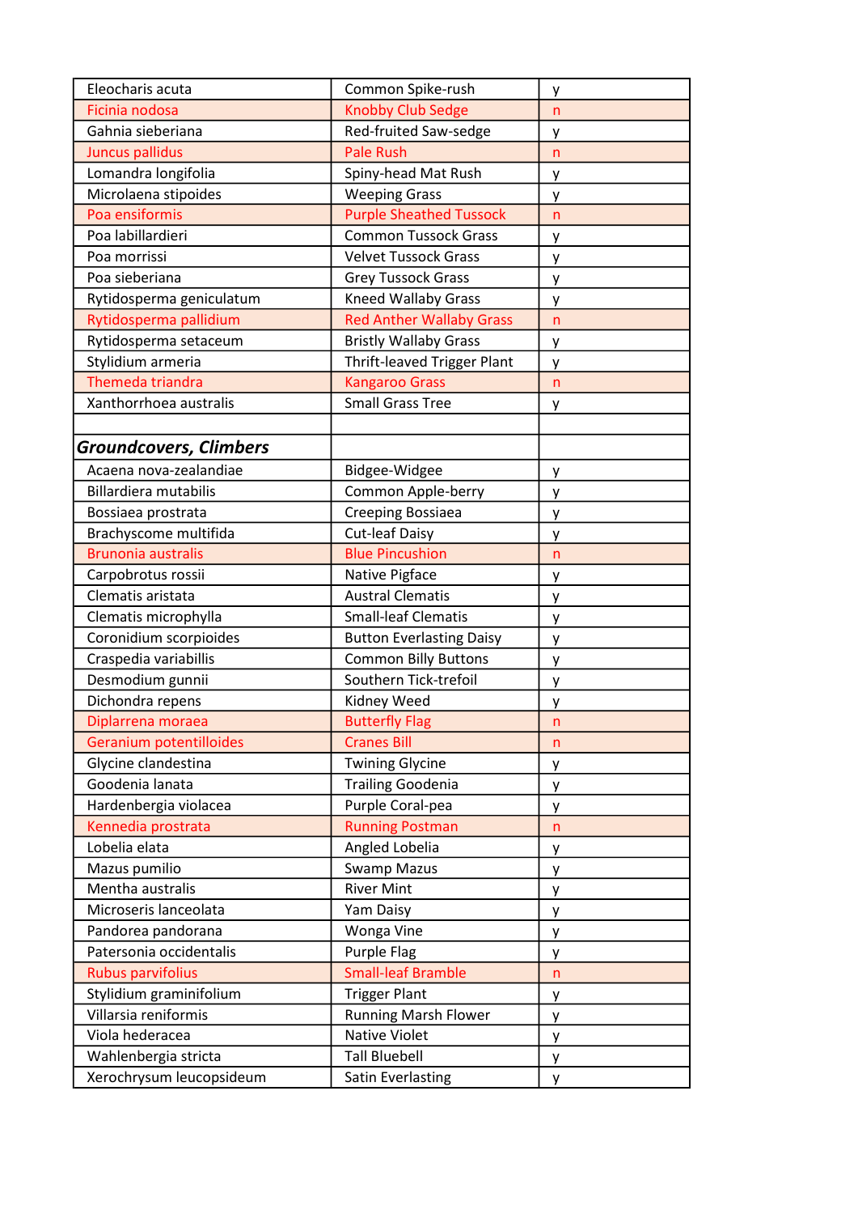| | | |
|---|---|---|
| Eleocharis acuta | Common Spike-rush | y |
| Ficinia nodosa | Knobby Club Sedge | n |
| Gahnia sieberiana | Red-fruited Saw-sedge | y |
| Juncus pallidus | Pale Rush | n |
| Lomandra longifolia | Spiny-head Mat Rush | y |
| Microlaena stipoides | Weeping Grass | y |
| Poa ensiformis | Purple Sheathed Tussock | n |
| Poa labillardieri | Common Tussock Grass | y |
| Poa morrissi | Velvet Tussock Grass | y |
| Poa sieberiana | Grey Tussock Grass | y |
| Rytidosperma geniculatum | Kneed Wallaby Grass | y |
| Rytidosperma pallidium | Red Anther Wallaby Grass | n |
| Rytidosperma setaceum | Bristly Wallaby Grass | y |
| Stylidium armeria | Thrift-leaved Trigger Plant | y |
| Themeda triandra | Kangaroo Grass | n |
| Xanthorrhoea australis | Small Grass Tree | y |
| | | |
| ***Groundcovers, Climbers*** | | |
| Acaena nova-zealandiae | Bidgee-Widgee | y |
| Billardiera mutabilis | Common Apple-berry | y |
| Bossiaea prostrata | Creeping Bossiaea | y |
| Brachyscome multifida | Cut-leaf Daisy | y |
| Brunonia australis | Blue Pincushion | n |
| Carpobrotus rossii | Native Pigface | y |
| Clematis aristata | Austral Clematis | y |
| Clematis microphylla | Small-leaf Clematis | y |
| Coronidium scorpioides | Button Everlasting Daisy | y |
| Craspedia variabillis | Common Billy Buttons | y |
| Desmodium gunnii | Southern Tick-trefoil | y |
| Dichondra repens | Kidney Weed | y |
| Diplarrena moraea | Butterfly Flag | n |
| Geranium potentilloides | Cranes Bill | n |
| Glycine clandestina | Twining Glycine | y |
| Goodenia lanata | Trailing Goodenia | y |
| Hardenbergia violacea | Purple Coral-pea | y |
| Kennedia prostrata | Running Postman | n |
| Lobelia elata | Angled Lobelia | y |
| Mazus pumilio | Swamp Mazus | y |
| Mentha australis | River Mint | y |
| Microseris lanceolata | Yam Daisy | y |
| Pandorea pandorana | Wonga Vine | y |
| Patersonia occidentalis | Purple Flag | y |
| Rubus parvifolius | Small-leaf Bramble | n |
| Stylidium graminifolium | Trigger Plant | y |
| Villarsia reniformis | Running Marsh Flower | y |
| Viola hederacea | Native Violet | y |
| Wahlenbergia stricta | Tall Bluebell | y |
| Xerochrysum leucopsideum | Satin Everlasting | y |